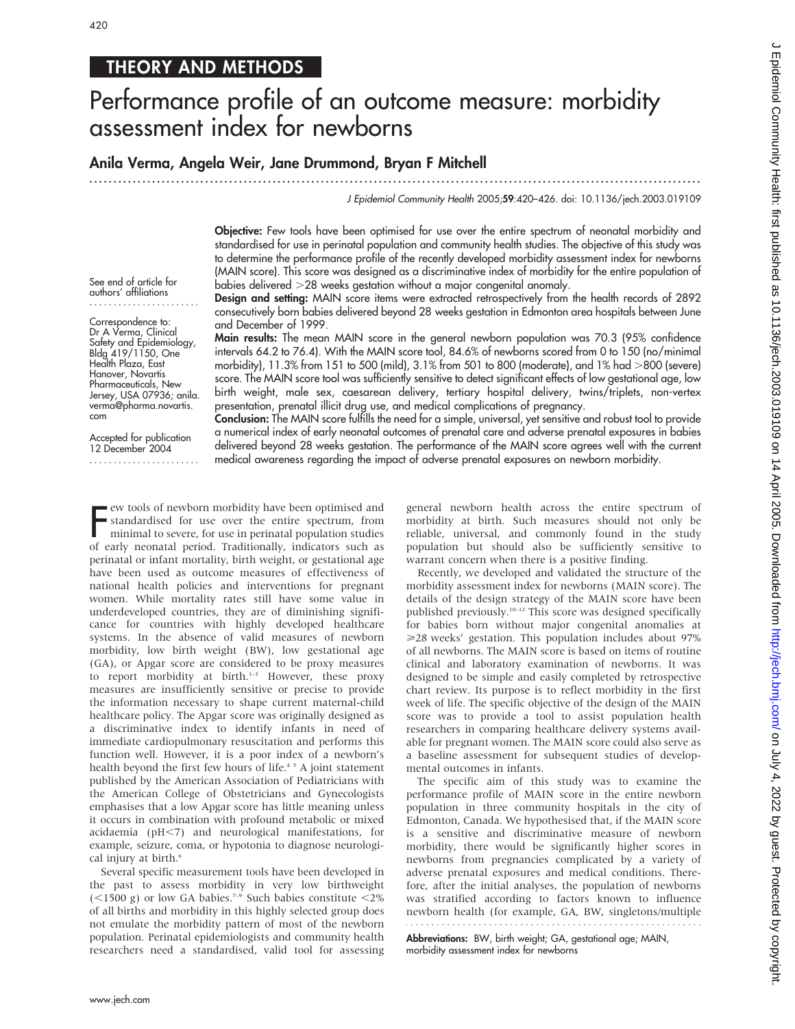## THEORY AND METHODS

# Performance profile of an outcome measure: morbidity assessment index for newborns

**Anila Verma, Angela Weir, Jane Drummond, Bryan F Mitchell**

See end of article for authors' affiliations

Correspondence to: Dr A Verma, Clinical Safety and Epidemiology, Bldg 419/1150, One Health Plaza, East Hanover, Novartis Pharmaceuticals, New Jersey, USA 07936; anila.verma@pharma.novartis.com

Accepted for publication 12 December 2004

**Objective:** Few tools have been optimised for use over the entire spectrum of neonatal morbidity and standardised for use in perinatal population and community health studies. The objective of this study was to determine the performance profile of the recently developed morbidity assessment index for newborns (MAIN score). This score was designed as a discriminative index of morbidity for the entire population of babies delivered >28 weeks gestation without a major congenital anomaly.

**Design and setting:** MAIN score items were extracted retrospectively from the health records of 2892 consecutively born babies delivered beyond 28 weeks gestation in Edmonton area hospitals between June and December of 1999.

**Main results:** The mean MAIN score in the general newborn population was 70.3 (95% confidence intervals 64.2 to 76.4). With the MAIN score tool, 84.6% of newborns scored from 0 to 150 (no/minimal morbidity), 11.3% from 151 to 500 (mild), 3.1% from 501 to 800 (moderate), and 1% had >800 (severe) score. The MAIN score tool was sufficiently sensitive to detect significant effects of low gestational age, low birth weight, male sex, caesarean delivery, tertiary hospital delivery, twins/triplets, non-vertex presentation, prenatal illicit drug use, and medical complications of pregnancy.

**Conclusion:** The MAIN score fulfills the need for a simple, universal, yet sensitive and robust tool to provide a numerical index of early neonatal outcomes of prenatal care and adverse prenatal exposures in babies delivered beyond 28 weeks gestation. The performance of the MAIN score agrees well with the current medical awareness regarding the impact of adverse prenatal exposures on newborn morbidity.

Few tools of newborn morbidity have been optimised and standardised for use over the entire spectrum, from minimal to severe, for use in perinatal population studies of early neonatal period. Traditionally, indicators such as perinatal or infant mortality, birth weight, or gestational age have been used as outcome measures of effectiveness of national health policies and interventions for pregnant women. While mortality rates still have some value in underdeveloped countries, they are of diminishing significance for countries with highly developed healthcare systems. In the absence of valid measures of newborn morbidity, low birth weight (BW), low gestational age (GA), or Apgar score are considered to be proxy measures to report morbidity at birth.[1–3] However, these proxy measures are insufficiently sensitive or precise to provide the information necessary to shape current maternal-child healthcare policy. The Apgar score was originally designed as a discriminative index to identify infants in need of immediate cardiopulmonary resuscitation and performs this function well. However, it is a poor index of a newborn's health beyond the first few hours of life.[4 5] A joint statement published by the American Association of Pediatricians with the American College of Obstetricians and Gynecologists emphasises that a low Apgar score has little meaning unless it occurs in combination with profound metabolic or mixed acidaemia (pH<7) and neurological manifestations, for example, seizure, coma, or hypotonia to diagnose neurological injury at birth.[6]

Several specific measurement tools have been developed in the past to assess morbidity in very low birthweight (<1500 g) or low GA babies.[7–9] Such babies constitute <2% of all births and morbidity in this highly selected group does not emulate the morbidity pattern of most of the newborn population. Perinatal epidemiologists and community health researchers need a standardised, valid tool for assessing general newborn health across the entire spectrum of morbidity at birth. Such measures should not only be reliable, universal, and commonly found in the study population but should also be sufficiently sensitive to warrant concern when there is a positive finding.

Recently, we developed and validated the structure of the morbidity assessment index for newborns (MAIN score). The details of the design strategy of the MAIN score have been published previously.[10–12] This score was designed specifically for babies born without major congenital anomalies at ⩾28 weeks' gestation. This population includes about 97% of all newborns. The MAIN score is based on items of routine clinical and laboratory examination of newborns. It was designed to be simple and easily completed by retrospective chart review. Its purpose is to reflect morbidity in the first week of life. The specific objective of the design of the MAIN score was to provide a tool to assist population health researchers in comparing healthcare delivery systems available for pregnant women. The MAIN score could also serve as a baseline assessment for subsequent studies of developmental outcomes in infants.

The specific aim of this study was to examine the performance profile of MAIN score in the entire newborn population in three community hospitals in the city of Edmonton, Canada. We hypothesised that, if the MAIN score is a sensitive and discriminative measure of newborn morbidity, there would be significantly higher scores in newborns from pregnancies complicated by a variety of adverse prenatal exposures and medical conditions. Therefore, after the initial analyses, the population of newborns was stratified according to factors known to influence newborn health (for example, GA, BW, singletons/multiple

**Abbreviations:** BW, birth weight; GA, gestational age; MAIN, morbidity assessment index for newborns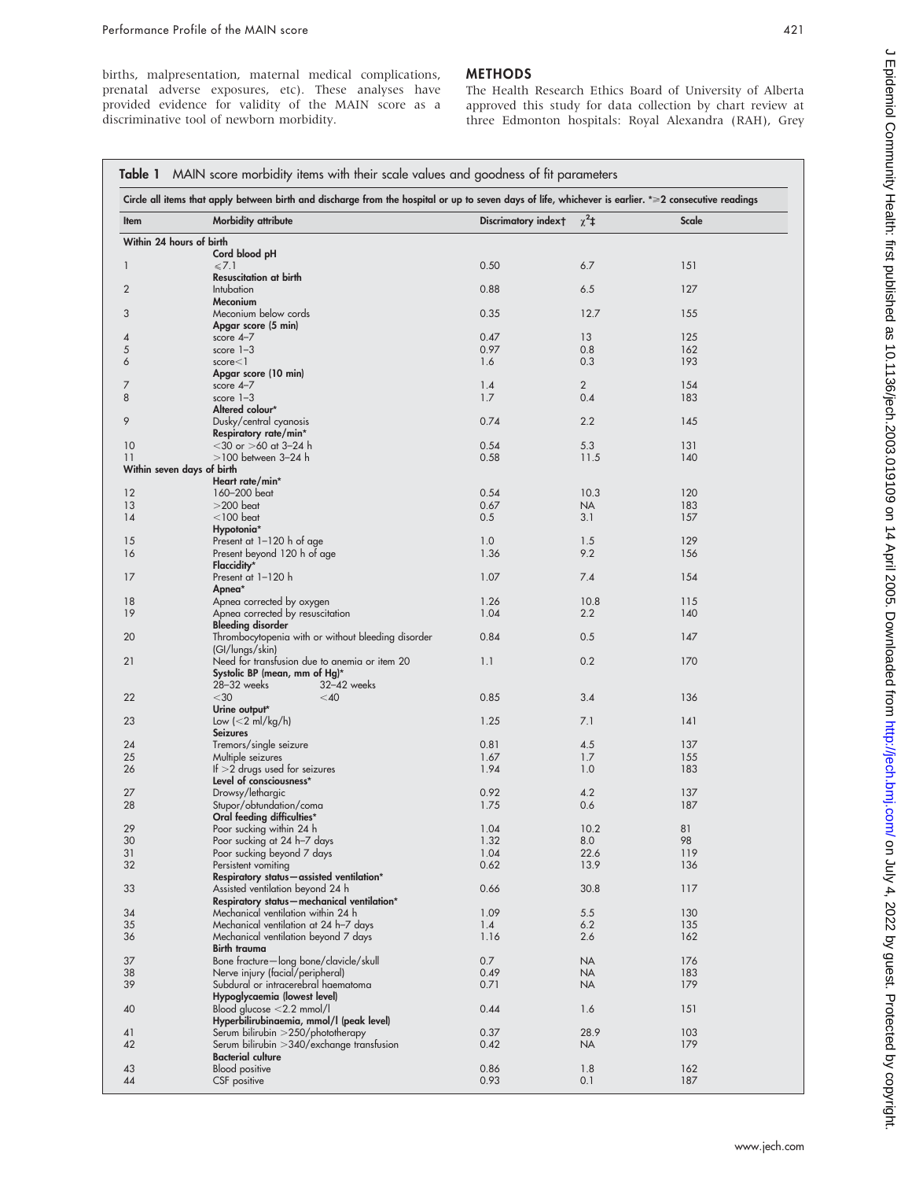births, malpresentation, maternal medical complications, prenatal adverse exposures, etc). These analyses have provided evidence for validity of the MAIN score as a discriminative tool of newborn morbidity.

## METHODS

The Health Research Ethics Board of University of Alberta approved this study for data collection by chart review at three Edmonton hospitals: Royal Alexandra (RAH), Grey

**Table 1** MAIN score morbidity items with their scale values and goodness of fit parameters

Circle all items that apply between birth and discharge from the hospital or up to seven days of life, whichever is earlier. *≥2 consecutive readings

| Item | Morbidity attribute | Discriminatory index† | $\chi^2$‡ | Scale |
|---|---|---|---|---|
| **Within 24 hours of birth** | | | | |
| | **Cord blood pH** | | | |
| 1 | ≤7.1 | 0.50 | 6.7 | 151 |
| | **Resuscitation at birth** | | | |
| 2 | Intubation | 0.88 | 6.5 | 127 |
| | **Meconium** | | | |
| 3 | Meconium below cords | 0.35 | 12.7 | 155 |
| | **Apgar score (5 min)** | | | |
| 4 | score 4–7 | 0.47 | 13 | 125 |
| 5 | score 1–3 | 0.97 | 0.8 | 162 |
| 6 | score<1 | 1.6 | 0.3 | 193 |
| | **Apgar score (10 min)** | | | |
| 7 | score 4–7 | 1.4 | 2 | 154 |
| 8 | score 1–3 | 1.7 | 0.4 | 183 |
| | **Altered colour*** | | | |
| 9 | Dusky/central cyanosis | 0.74 | 2.2 | 145 |
| | **Respiratory rate/min*** | | | |
| 10 | <30 or >60 at 3–24 h | 0.54 | 5.3 | 131 |
| 11 | >100 between 3–24 h | 0.58 | 11.5 | 140 |
| **Within seven days of birth** | | | | |
| | **Heart rate/min*** | | | |
| 12 | 160–200 beat | 0.54 | 10.3 | 120 |
| 13 | >200 beat | 0.67 | NA | 183 |
| 14 | <100 beat | 0.5 | 3.1 | 157 |
| | **Hypotonia*** | | | |
| 15 | Present at 1–120 h of age | 1.0 | 1.5 | 129 |
| 16 | Present beyond 120 h of age | 1.36 | 9.2 | 156 |
| | **Flaccidity*** | | | |
| 17 | Present at 1–120 h | 1.07 | 7.4 | 154 |
| | **Apnea*** | | | |
| 18 | Apnea corrected by oxygen | 1.26 | 10.8 | 115 |
| 19 | Apnea corrected by resuscitation | 1.04 | 2.2 | 140 |
| | **Bleeding disorder** | | | |
| 20 | Thrombocytopenia with or without bleeding disorder (GI/lungs/skin) | 0.84 | 0.5 | 147 |
| 21 | Need for transfusion due to anemia or item 20 | 1.1 | 0.2 | 170 |
| | **Systolic BP (mean, mm of Hg)*** 28–32 weeks / 32–42 weeks | | | |
| 22 | <30 / <40 | 0.85 | 3.4 | 136 |
| | **Urine output*** | | | |
| 23 | Low (<2 ml/kg/h) | 1.25 | 7.1 | 141 |
| | **Seizures** | | | |
| 24 | Tremors/single seizure | 0.81 | 4.5 | 137 |
| 25 | Multiple seizures | 1.67 | 1.7 | 155 |
| 26 | If >2 drugs used for seizures | 1.94 | 1.0 | 183 |
| | **Level of consciousness*** | | | |
| 27 | Drowsy/lethargic | 0.92 | 4.2 | 137 |
| 28 | Stupor/obtundation/coma | 1.75 | 0.6 | 187 |
| | **Oral feeding difficulties*** | | | |
| 29 | Poor sucking within 24 h | 1.04 | 10.2 | 81 |
| 30 | Poor sucking at 24 h–7 days | 1.32 | 8.0 | 98 |
| 31 | Poor sucking beyond 7 days | 1.04 | 22.6 | 119 |
| 32 | Persistent vomiting | 0.62 | 13.9 | 136 |
| | **Respiratory status—assisted ventilation*** | | | |
| 33 | Assisted ventilation beyond 24 h | 0.66 | 30.8 | 117 |
| | **Respiratory status—mechanical ventilation*** | | | |
| 34 | Mechanical ventilation within 24 h | 1.09 | 5.5 | 130 |
| 35 | Mechanical ventilation at 24 h–7 days | 1.4 | 6.2 | 135 |
| 36 | Mechanical ventilation beyond 7 days | 1.16 | 2.6 | 162 |
| | **Birth trauma** | | | |
| 37 | Bone fracture—long bone/clavicle/skull | 0.7 | NA | 176 |
| 38 | Nerve injury (facial/peripheral) | 0.49 | NA | 183 |
| 39 | Subdural or intracerebral haematoma | 0.71 | NA | 179 |
| | **Hypoglycaemia (lowest level)** | | | |
| 40 | Blood glucose <2.2 mmol/l | 0.44 | 1.6 | 151 |
| | **Hyperbilirubinaemia, mmol/l (peak level)** | | | |
| 41 | Serum bilirubin >250/phototherapy | 0.37 | 28.9 | 103 |
| 42 | Serum bilirubin >340/exchange transfusion | 0.42 | NA | 179 |
| | **Bacterial culture** | | | |
| 43 | Blood positive | 0.86 | 1.8 | 162 |
| 44 | CSF positive | 0.93 | 0.1 | 187 |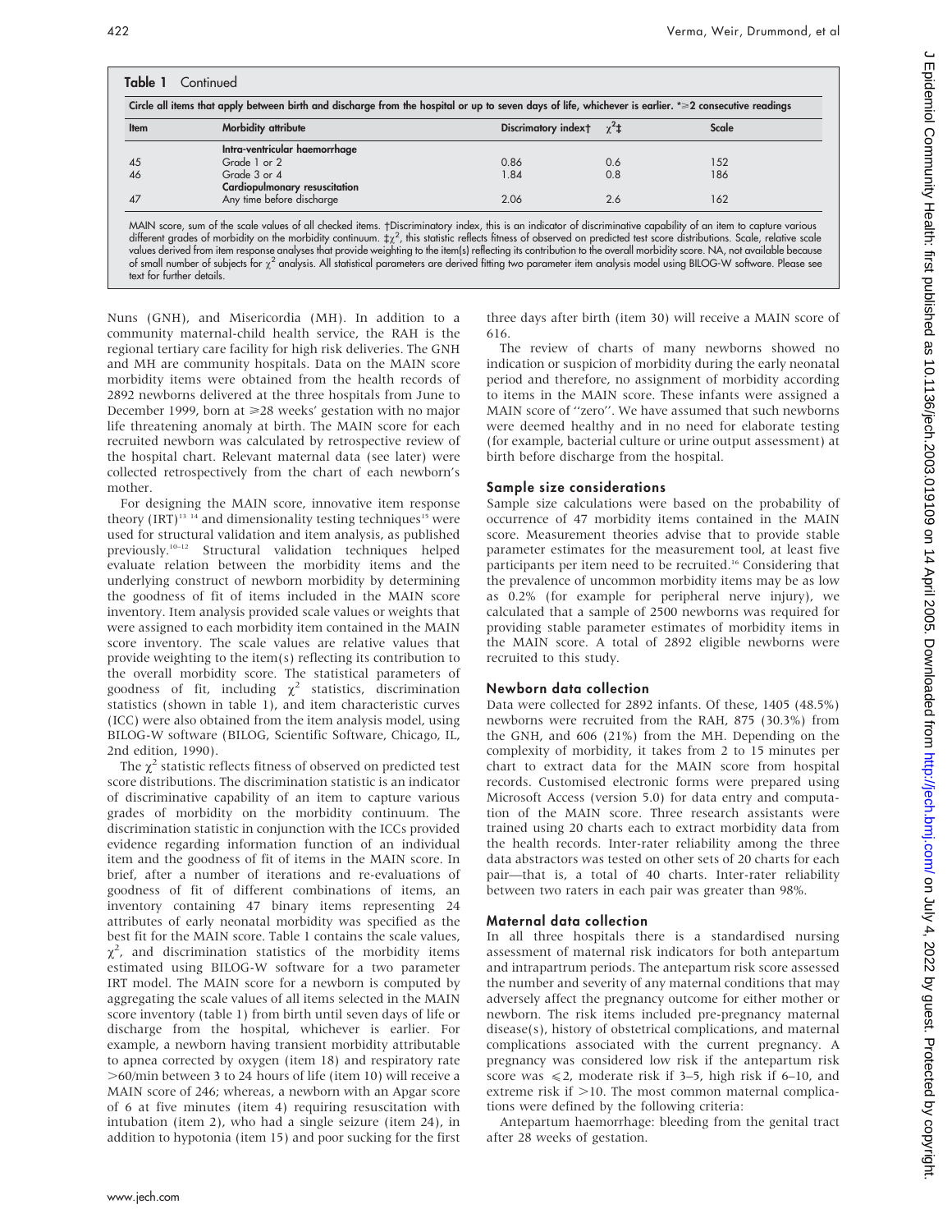**Table 1** Continued

Circle all items that apply between birth and discharge from the hospital or up to seven days of life, whichever is earlier. *≥2 consecutive readings

| Item | Morbidity attribute | Discrimatory index† | $\chi^2$‡ | Scale |
|---|---|---|---|---|
| | **Intra-ventricular haemorrhage** | | | |
| 45 | Grade 1 or 2 | 0.86 | 0.6 | 152 |
| 46 | Grade 3 or 4 | 1.84 | 0.8 | 186 |
| | **Cardiopulmonary resuscitation** | | | |
| 47 | Any time before discharge | 2.06 | 2.6 | 162 |

MAIN score, sum of the scale values of all checked items. †Discriminatory index, this is an indicator of discriminative capability of an item to capture various different grades of morbidity on the morbidity continuum. ‡$\chi^2$, this statistic reflects fitness of observed on predicted test score distributions. Scale, relative scale values derived from item response analyses that provide weighting to the item(s) reflecting its contribution to the overall morbidity score. NA, not available because of small number of subjects for $\chi^2$ analysis. All statistical parameters are derived fitting two parameter item analysis model using BILOG-W software. Please see text for further details.

Nuns (GNH), and Misericordia (MH). In addition to a community maternal-child health service, the RAH is the regional tertiary care facility for high risk deliveries. The GNH and MH are community hospitals. Data on the MAIN score morbidity items were obtained from the health records of 2892 newborns delivered at the three hospitals from June to December 1999, born at ≥28 weeks' gestation with no major life threatening anomaly at birth. The MAIN score for each recruited newborn was calculated by retrospective review of the hospital chart. Relevant maternal data (see later) were collected retrospectively from the chart of each newborn's mother.

For designing the MAIN score, innovative item response theory (IRT)[13 14] and dimensionality testing techniques[15] were used for structural validation and item analysis, as published previously.[10–12] Structural validation techniques helped evaluate relation between the morbidity items and the underlying construct of newborn morbidity by determining the goodness of fit of items included in the MAIN score inventory. Item analysis provided scale values or weights that were assigned to each morbidity item contained in the MAIN score inventory. The scale values are relative values that provide weighting to the item(s) reflecting its contribution to the overall morbidity score. The statistical parameters of goodness of fit, including $\chi^2$ statistics, discrimination statistics (shown in table 1), and item characteristic curves (ICC) were also obtained from the item analysis model, using BILOG-W software (BILOG, Scientific Software, Chicago, IL, 2nd edition, 1990).

The $\chi^2$ statistic reflects fitness of observed on predicted test score distributions. The discrimination statistic is an indicator of discriminative capability of an item to capture various grades of morbidity on the morbidity continuum. The discrimination statistic in conjunction with the ICCs provided evidence regarding information function of an individual item and the goodness of fit of items in the MAIN score. In brief, after a number of iterations and re-evaluations of goodness of fit of different combinations of items, an inventory containing 47 binary items representing 24 attributes of early neonatal morbidity was specified as the best fit for the MAIN score. Table 1 contains the scale values, $\chi^2$, and discrimination statistics of the morbidity items estimated using BILOG-W software for a two parameter IRT model. The MAIN score for a newborn is computed by aggregating the scale values of all items selected in the MAIN score inventory (table 1) from birth until seven days of life or discharge from the hospital, whichever is earlier. For example, a newborn having transient morbidity attributable to apnea corrected by oxygen (item 18) and respiratory rate >60/min between 3 to 24 hours of life (item 10) will receive a MAIN score of 246; whereas, a newborn with an Apgar score of 6 at five minutes (item 4) requiring resuscitation with intubation (item 2), who had a single seizure (item 24), in addition to hypotonia (item 15) and poor sucking for the first three days after birth (item 30) will receive a MAIN score of 616.

The review of charts of many newborns showed no indication or suspicion of morbidity during the early neonatal period and therefore, no assignment of morbidity according to items in the MAIN score. These infants were assigned a MAIN score of "zero". We have assumed that such newborns were deemed healthy and in no need for elaborate testing (for example, bacterial culture or urine output assessment) at birth before discharge from the hospital.

## Sample size considerations

Sample size calculations were based on the probability of occurrence of 47 morbidity items contained in the MAIN score. Measurement theories advise that to provide stable parameter estimates for the measurement tool, at least five participants per item need to be recruited.[16] Considering that the prevalence of uncommon morbidity items may be as low as 0.2% (for example for peripheral nerve injury), we calculated that a sample of 2500 newborns was required for providing stable parameter estimates of morbidity items in the MAIN score. A total of 2892 eligible newborns were recruited to this study.

## Newborn data collection

Data were collected for 2892 infants. Of these, 1405 (48.5%) newborns were recruited from the RAH, 875 (30.3%) from the GNH, and 606 (21%) from the MH. Depending on the complexity of morbidity, it takes from 2 to 15 minutes per chart to extract data for the MAIN score from hospital records. Customised electronic forms were prepared using Microsoft Access (version 5.0) for data entry and computation of the MAIN score. Three research assistants were trained using 20 charts each to extract morbidity data from the health records. Inter-rater reliability among the three data abstractors was tested on other sets of 20 charts for each pair—that is, a total of 40 charts. Inter-rater reliability between two raters in each pair was greater than 98%.

## Maternal data collection

In all three hospitals there is a standardised nursing assessment of maternal risk indicators for both antepartum and intrapartum periods. The antepartum risk score assessed the number and severity of any maternal conditions that may adversely affect the pregnancy outcome for either mother or newborn. The risk items included pre-pregnancy maternal disease(s), history of obstetrical complications, and maternal complications associated with the current pregnancy. A pregnancy was considered low risk if the antepartum risk score was ≤2, moderate risk if 3–5, high risk if 6–10, and extreme risk if >10. The most common maternal complications were defined by the following criteria:

Antepartum haemorrhage: bleeding from the genital tract after 28 weeks of gestation.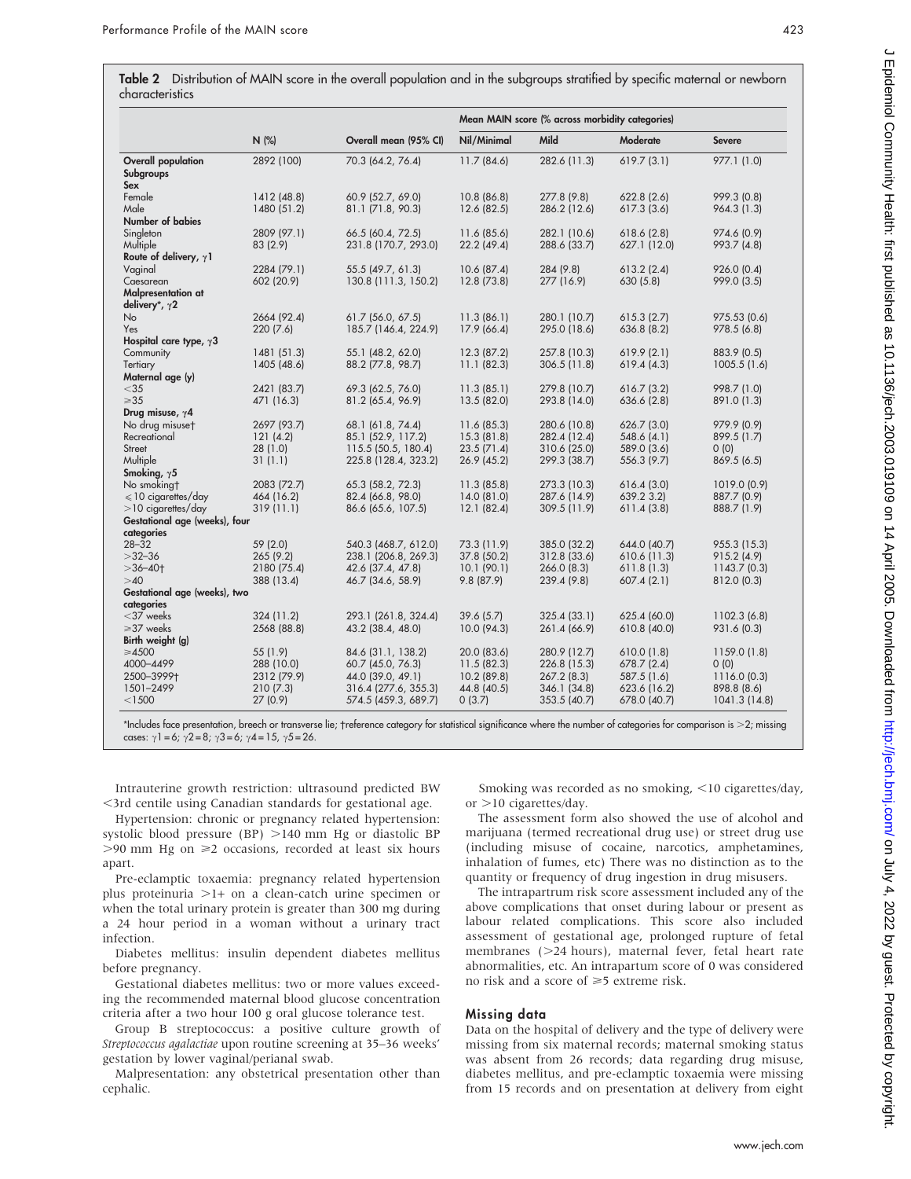**Table 2** Distribution of MAIN score in the overall population and in the subgroups stratified by specific maternal or newborn characteristics

| | N (%) | Overall mean (95% CI) | Mean MAIN score (% across morbidity categories) | | | |
|---|---|---|---|---|---|---|
| | | | Nil/Minimal | Mild | Moderate | Severe |
| **Overall population** | 2892 (100) | 70.3 (64.2, 76.4) | 11.7 (84.6) | 282.6 (11.3) | 619.7 (3.1) | 977.1 (1.0) |
| **Subgroups** | | | | | | |
| **Sex** | | | | | | |
| Female | 1412 (48.8) | 60.9 (52.7, 69.0) | 10.8 (86.8) | 277.8 (9.8) | 622.8 (2.6) | 999.3 (0.8) |
| Male | 1480 (51.2) | 81.1 (71.8, 90.3) | 12.6 (82.5) | 286.2 (12.6) | 617.3 (3.6) | 964.3 (1.3) |
| **Number of babies** | | | | | | |
| Singleton | 2809 (97.1) | 66.5 (60.4, 72.5) | 11.6 (85.6) | 282.1 (10.6) | 618.6 (2.8) | 974.6 (0.9) |
| Multiple | 83 (2.9) | 231.8 (170.7, 293.0) | 22.2 (49.4) | 288.6 (33.7) | 627.1 (12.0) | 993.7 (4.8) |
| **Route of delivery, γ1** | | | | | | |
| Vaginal | 2284 (79.1) | 55.5 (49.7, 61.3) | 10.6 (87.4) | 284 (9.8) | 613.2 (2.4) | 926.0 (0.4) |
| Caesarean | 602 (20.9) | 130.8 (111.3, 150.2) | 12.8 (73.8) | 277 (16.9) | 630 (5.8) | 999.0 (3.5) |
| **Malpresentation at delivery*, γ2** | | | | | | |
| No | 2664 (92.4) | 61.7 (56.0, 67.5) | 11.3 (86.1) | 280.1 (10.7) | 615.3 (2.7) | 975.53 (0.6) |
| Yes | 220 (7.6) | 185.7 (146.4, 224.9) | 17.9 (66.4) | 295.0 (18.6) | 636.8 (8.2) | 978.5 (6.8) |
| **Hospital care type, γ3** | | | | | | |
| Community | 1481 (51.3) | 55.1 (48.2, 62.0) | 12.3 (87.2) | 257.8 (10.3) | 619.9 (2.1) | 883.9 (0.5) |
| Tertiary | 1405 (48.6) | 88.2 (77.8, 98.7) | 11.1 (82.3) | 306.5 (11.8) | 619.4 (4.3) | 1005.5 (1.6) |
| **Maternal age (y)** | | | | | | |
| <35 | 2421 (83.7) | 69.3 (62.5, 76.0) | 11.3 (85.1) | 279.8 (10.7) | 616.7 (3.2) | 998.7 (1.0) |
| ⩾35 | 471 (16.3) | 81.2 (65.4, 96.9) | 13.5 (82.0) | 293.8 (14.0) | 636.6 (2.8) | 891.0 (1.3) |
| **Drug misuse, γ4** | | | | | | |
| No drug misuse† | 2697 (93.7) | 68.1 (61.8, 74.4) | 11.6 (85.3) | 280.6 (10.8) | 626.7 (3.0) | 979.9 (0.9) |
| Recreational | 121 (4.2) | 85.1 (52.9, 117.2) | 15.3 (81.8) | 282.4 (12.4) | 548.6 (4.1) | 899.5 (1.7) |
| Street | 28 (1.0) | 115.5 (50.5, 180.4) | 23.5 (71.4) | 310.6 (25.0) | 589.0 (3.6) | 0 (0) |
| Multiple | 31 (1.1) | 225.8 (128.4, 323.2) | 26.9 (45.2) | 299.3 (38.7) | 556.3 (9.7) | 869.5 (6.5) |
| **Smoking, γ5** | | | | | | |
| No smoking† | 2083 (72.7) | 65.3 (58.2, 72.3) | 11.3 (85.8) | 273.3 (10.3) | 616.4 (3.0) | 1019.0 (0.9) |
| ⩽10 cigarettes/day | 464 (16.2) | 82.4 (66.8, 98.0) | 14.0 (81.0) | 287.6 (14.9) | 639.2 3.2) | 887.7 (0.9) |
| >10 cigarettes/day | 319 (11.1) | 86.6 (65.6, 107.5) | 12.1 (82.4) | 309.5 (11.9) | 611.4 (3.8) | 888.7 (1.9) |
| **Gestational age (weeks), four categories** | | | | | | |
| 28–32 | 59 (2.0) | 540.3 (468.7, 612.0) | 73.3 (11.9) | 385.0 (32.2) | 644.0 (40.7) | 955.3 (15.3) |
| >32–36 | 265 (9.2) | 238.1 (206.8, 269.3) | 37.8 (50.2) | 312.8 (33.6) | 610.6 (11.3) | 915.2 (4.9) |
| >36–40† | 2180 (75.4) | 42.6 (37.4, 47.8) | 10.1 (90.1) | 266.0 (8.3) | 611.8 (1.3) | 1143.7 (0.3) |
| >40 | 388 (13.4) | 46.7 (34.6, 58.9) | 9.8 (87.9) | 239.4 (9.8) | 607.4 (2.1) | 812.0 (0.3) |
| **Gestational age (weeks), two categories** | | | | | | |
| <37 weeks | 324 (11.2) | 293.1 (261.8, 324.4) | 39.6 (5.7) | 325.4 (33.1) | 625.4 (60.0) | 1102.3 (6.8) |
| ⩾37 weeks | 2568 (88.8) | 43.2 (38.4, 48.0) | 10.0 (94.3) | 261.4 (66.9) | 610.8 (40.0) | 931.6 (0.3) |
| **Birth weight (g)** | | | | | | |
| ⩾4500 | 55 (1.9) | 84.6 (31.1, 138.2) | 20.0 (83.6) | 280.9 (12.7) | 610.0 (1.8) | 1159.0 (1.8) |
| 4000–4499 | 288 (10.0) | 60.7 (45.0, 76.3) | 11.5 (82.3) | 226.8 (15.3) | 678.7 (2.4) | 0 (0) |
| 2500–3999† | 2312 (79.9) | 44.0 (39.0, 49.1) | 10.2 (89.8) | 267.2 (8.3) | 587.5 (1.6) | 1116.0 (0.3) |
| 1501–2499 | 210 (7.3) | 316.4 (277.6, 355.3) | 44.8 (40.5) | 346.1 (34.8) | 623.6 (16.2) | 898.8 (8.6) |
| <1500 | 27 (0.9) | 574.5 (459.3, 689.7) | 0 (3.7) | 353.5 (40.7) | 678.0 (40.7) | 1041.3 (14.8) |

*Includes face presentation, breech or transverse lie; †reference category for statistical significance where the number of categories for comparison is >2; missing cases: γ1 = 6; γ2 = 8; γ3 = 6; γ4 = 15, γ5 = 26.

Intrauterine growth restriction: ultrasound predicted BW <3rd centile using Canadian standards for gestational age.

Hypertension: chronic or pregnancy related hypertension: systolic blood pressure (BP) >140 mm Hg or diastolic BP >90 mm Hg on ⩾2 occasions, recorded at least six hours apart.

Pre-eclamptic toxaemia: pregnancy related hypertension plus proteinuria >1+ on a clean-catch urine specimen or when the total urinary protein is greater than 300 mg during a 24 hour period in a woman without a urinary tract infection.

Diabetes mellitus: insulin dependent diabetes mellitus before pregnancy.

Gestational diabetes mellitus: two or more values exceeding the recommended maternal blood glucose concentration criteria after a two hour 100 g oral glucose tolerance test.

Group B streptococcus: a positive culture growth of *Streptococcus agalactiae* upon routine screening at 35–36 weeks' gestation by lower vaginal/perianal swab.

Malpresentation: any obstetrical presentation other than cephalic.

Smoking was recorded as no smoking, <10 cigarettes/day, or >10 cigarettes/day.

The assessment form also showed the use of alcohol and marijuana (termed recreational drug use) or street drug use (including misuse of cocaine, narcotics, amphetamines, inhalation of fumes, etc) There was no distinction as to the quantity or frequency of drug ingestion in drug misusers.

The intrapartrum risk score assessment included any of the above complications that onset during labour or present as labour related complications. This score also included assessment of gestational age, prolonged rupture of fetal membranes (>24 hours), maternal fever, fetal heart rate abnormalities, etc. An intrapartum score of 0 was considered no risk and a score of ⩾5 extreme risk.

## Missing data

Data on the hospital of delivery and the type of delivery were missing from six maternal records; maternal smoking status was absent from 26 records; data regarding drug misuse, diabetes mellitus, and pre-eclamptic toxaemia were missing from 15 records and on presentation at delivery from eight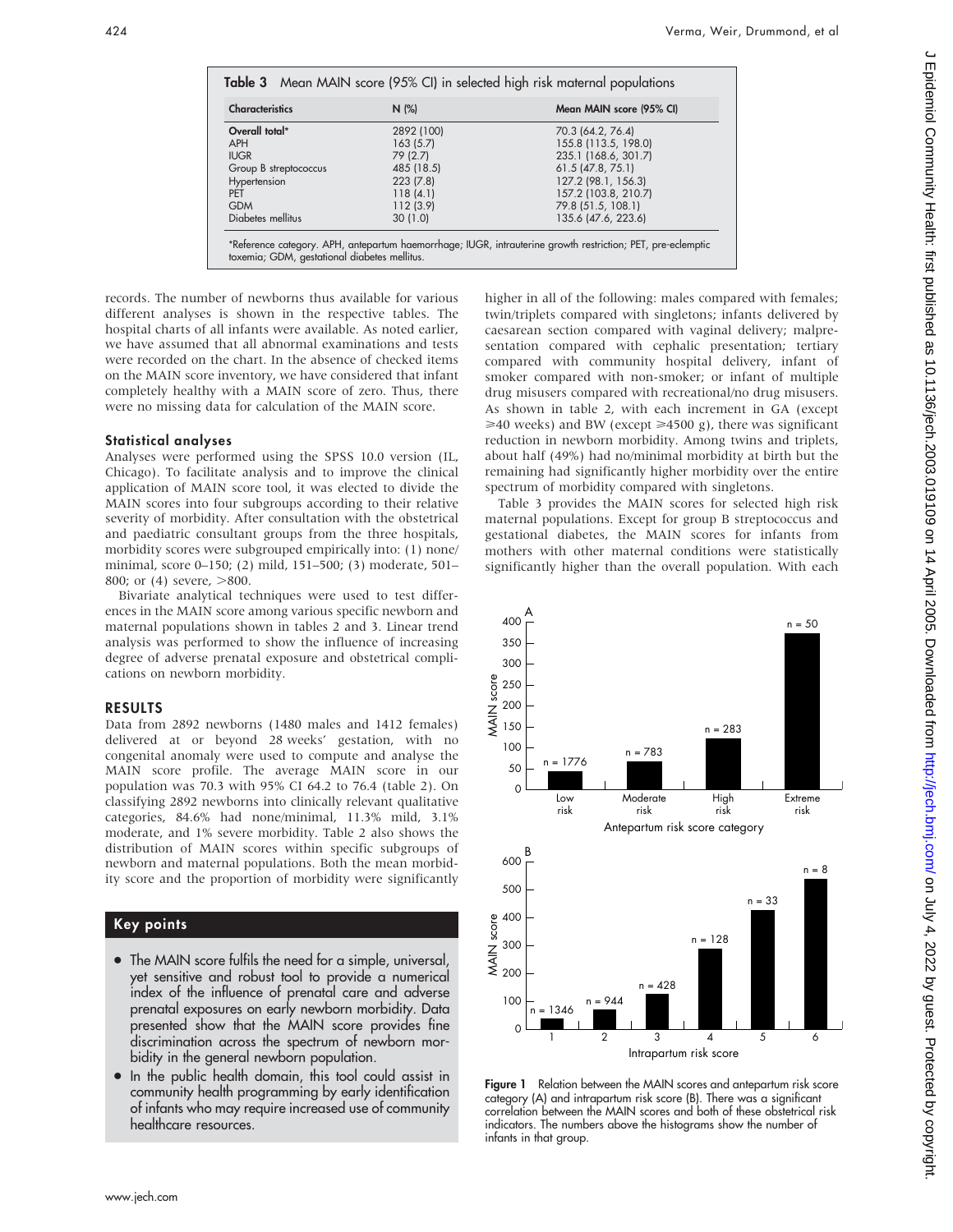**Table 3** Mean MAIN score (95% CI) in selected high risk maternal populations

| Characteristics | N (%) | Mean MAIN score (95% CI) |
|---|---|---|
| Overall total* | 2892 (100) | 70.3 (64.2, 76.4) |
| APH | 163 (5.7) | 155.8 (113.5, 198.0) |
| IUGR | 79 (2.7) | 235.1 (168.6, 301.7) |
| Group B streptococcus | 485 (18.5) | 61.5 (47.8, 75.1) |
| Hypertension | 223 (7.8) | 127.2 (98.1, 156.3) |
| PET | 118 (4.1) | 157.2 (103.8, 210.7) |
| GDM | 112 (3.9) | 79.8 (51.5, 108.1) |
| Diabetes mellitus | 30 (1.0) | 135.6 (47.6, 223.6) |

*Reference category. APH, antepartum haemorrhage; IUGR, intrauterine growth restriction; PET, pre-eclemptic toxemia; GDM, gestational diabetes mellitus.

records. The number of newborns thus available for various different analyses is shown in the respective tables. The hospital charts of all infants were available. As noted earlier, we have assumed that all abnormal examinations and tests were recorded on the chart. In the absence of checked items on the MAIN score inventory, we have considered that infant completely healthy with a MAIN score of zero. Thus, there were no missing data for calculation of the MAIN score.

### Statistical analyses

Analyses were performed using the SPSS 10.0 version (IL, Chicago). To facilitate analysis and to improve the clinical application of MAIN score tool, it was elected to divide the MAIN scores into four subgroups according to their relative severity of morbidity. After consultation with the obstetrical and paediatric consultant groups from the three hospitals, morbidity scores were subgrouped empirically into: (1) none/minimal, score 0–150; (2) mild, 151–500; (3) moderate, 501–800; or (4) severe, >800.

Bivariate analytical techniques were used to test differences in the MAIN score among various specific newborn and maternal populations shown in tables 2 and 3. Linear trend analysis was performed to show the influence of increasing degree of adverse prenatal exposure and obstetrical complications on newborn morbidity.

## RESULTS

Data from 2892 newborns (1480 males and 1412 females) delivered at or beyond 28 weeks' gestation, with no congenital anomaly were used to compute and analyse the MAIN score profile. The average MAIN score in our population was 70.3 with 95% CI 64.2 to 76.4 (table 2). On classifying 2892 newborns into clinically relevant qualitative categories, 84.6% had none/minimal, 11.3% mild, 3.1% moderate, and 1% severe morbidity. Table 2 also shows the distribution of MAIN scores within specific subgroups of newborn and maternal populations. Both the mean morbidity score and the proportion of morbidity were significantly higher in all of the following: males compared with females; twin/triplets compared with singletons; infants delivered by caesarean section compared with vaginal delivery; malpresentation compared with cephalic presentation; tertiary compared with community hospital delivery, infant of smoker compared with non-smoker; or infant of multiple drug misusers compared with recreational/no drug misusers. As shown in table 2, with each increment in GA (except ⩾40 weeks) and BW (except ⩾4500 g), there was significant reduction in newborn morbidity. Among twins and triplets, about half (49%) had no/minimal morbidity at birth but the remaining had significantly higher morbidity over the entire spectrum of morbidity compared with singletons.

Table 3 provides the MAIN scores for selected high risk maternal populations. Except for group B streptococcus and gestational diabetes, the MAIN scores for infants from mothers with other maternal conditions were statistically significantly higher than the overall population. With each

### Key points

- The MAIN score fulfils the need for a simple, universal, yet sensitive and robust tool to provide a numerical index of the influence of prenatal care and adverse prenatal exposures on early newborn morbidity. Data presented show that the MAIN score provides fine discrimination across the spectrum of newborn morbidity in the general newborn population.
- In the public health domain, this tool could assist in community health programming by early identification of infants who may require increased use of community healthcare resources.

**Figure 1** Relation between the MAIN scores and antepartum risk score category (A) and intrapartum risk score (B). There was a significant correlation between the MAIN scores and both of these obstetrical risk indicators. The numbers above the histograms show the number of infants in that group.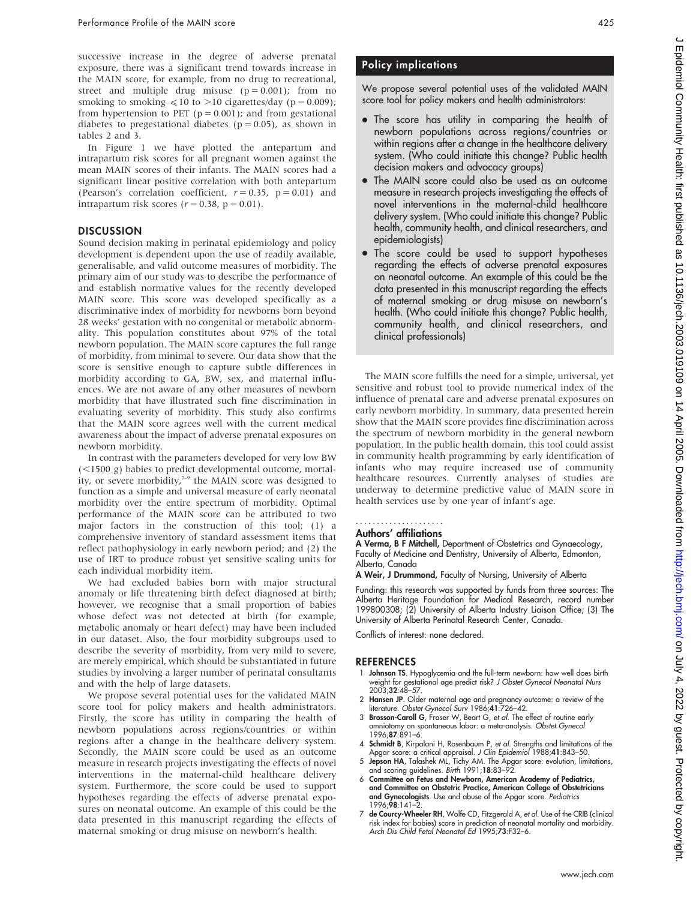successive increase in the degree of adverse prenatal exposure, there was a significant trend towards increase in the MAIN score, for example, from no drug to recreational, street and multiple drug misuse ($p = 0.001$); from no smoking to smoking $\leqslant 10$ to $>10$ cigarettes/day ($p = 0.009$); from hypertension to PET ($p = 0.001$); and from gestational diabetes to pregestational diabetes ($p = 0.05$), as shown in tables 2 and 3.

In Figure 1 we have plotted the antepartum and intrapartum risk scores for all pregnant women against the mean MAIN scores of their infants. The MAIN scores had a significant linear positive correlation with both antepartum (Pearson's correlation coefficient, $r = 0.35$, $p = 0.01$) and intrapartum risk scores ($r = 0.38$, $p = 0.01$).

## DISCUSSION

Sound decision making in perinatal epidemiology and policy development is dependent upon the use of readily available, generalisable, and valid outcome measures of morbidity. The primary aim of our study was to describe the performance of and establish normative values for the recently developed MAIN score. This score was developed specifically as a discriminative index of morbidity for newborns born beyond 28 weeks' gestation with no congenital or metabolic abnormality. This population constitutes about 97% of the total newborn population. The MAIN score captures the full range of morbidity, from minimal to severe. Our data show that the score is sensitive enough to capture subtle differences in morbidity according to GA, BW, sex, and maternal influences. We are not aware of any other measures of newborn morbidity that have illustrated such fine discrimination in evaluating severity of morbidity. This study also confirms that the MAIN score agrees well with the current medical awareness about the impact of adverse prenatal exposures on newborn morbidity.

In contrast with the parameters developed for very low BW (<1500 g) babies to predict developmental outcome, mortality, or severe morbidity,[7–9] the MAIN score was designed to function as a simple and universal measure of early neonatal morbidity over the entire spectrum of morbidity. Optimal performance of the MAIN score can be attributed to two major factors in the construction of this tool: (1) a comprehensive inventory of standard assessment items that reflect pathophysiology in early newborn period; and (2) the use of IRT to produce robust yet sensitive scaling units for each individual morbidity item.

We had excluded babies born with major structural anomaly or life threatening birth defect diagnosed at birth; however, we recognise that a small proportion of babies whose defect was not detected at birth (for example, metabolic anomaly or heart defect) may have been included in our dataset. Also, the four morbidity subgroups used to describe the severity of morbidity, from very mild to severe, are merely empirical, which should be substantiated in future studies by involving a larger number of perinatal consultants and with the help of large datasets.

We propose several potential uses for the validated MAIN score tool for policy makers and health administrators. Firstly, the score has utility in comparing the health of newborn populations across regions/countries or within regions after a change in the healthcare delivery system. Secondly, the MAIN score could be used as an outcome measure in research projects investigating the effects of novel interventions in the maternal-child healthcare delivery system. Furthermore, the score could be used to support hypotheses regarding the effects of adverse prenatal exposures on neonatal outcome. An example of this could be the data presented in this manuscript regarding the effects of maternal smoking or drug misuse on newborn's health.

### Policy implications

We propose several potential uses of the validated MAIN score tool for policy makers and health administrators:

- The score has utility in comparing the health of newborn populations across regions/countries or within regions after a change in the healthcare delivery system. (Who could initiate this change? Public health decision makers and advocacy groups)
- The MAIN score could also be used as an outcome measure in research projects investigating the effects of novel interventions in the maternal-child healthcare delivery system. (Who could initiate this change? Public health, community health, and clinical researchers, and epidemiologists)
- The score could be used to support hypotheses regarding the effects of adverse prenatal exposures on neonatal outcome. An example of this could be the data presented in this manuscript regarding the effects of maternal smoking or drug misuse on newborn's health. (Who could initiate this change? Public health, community health, and clinical researchers, and clinical professionals)

The MAIN score fulfills the need for a simple, universal, yet sensitive and robust tool to provide numerical index of the influence of prenatal care and adverse prenatal exposures on early newborn morbidity. In summary, data presented herein show that the MAIN score provides fine discrimination across the spectrum of newborn morbidity in the general newborn population. In the public health domain, this tool could assist in community health programming by early identification of infants who may require increased use of community healthcare resources. Currently analyses of studies are underway to determine predictive value of MAIN score in health services use by one year of infant's age.

### Authors' affiliations

**A Verma, B F Mitchell,** Department of Obstetrics and Gynaecology, Faculty of Medicine and Dentistry, University of Alberta, Edmonton, Alberta, Canada

**A Weir, J Drummond,** Faculty of Nursing, University of Alberta

Funding: this research was supported by funds from three sources: The Alberta Heritage Foundation for Medical Research, record number 199800308; (2) University of Alberta Industry Liaison Office; (3) The University of Alberta Perinatal Research Center, Canada.

Conflicts of interest: none declared.

## REFERENCES

1. **Johnson TS**. Hypoglycemia and the full-term newborn: how well does birth weight for gestational age predict risk? *J Obstet Gynecol Neonatal Nurs* 2003;**32**:48–57.
2. **Hansen JP**. Older maternal age and pregnancy outcome: a review of the literature. *Obstet Gynecol Surv* 1986;**41**:726–42.
3. **Brosson-Caroll G**, Fraser W, Beart G, *et al*. The effect of routine early amniotomy on spontaneous labor: a meta-analysis. *Obstet Gynecol* 1996;**87**:891–6.
4. **Schmidt B**, Kirpalani H, Rosenbaum P, *et al*. Strengths and limitations of the Apgar score: a critical appraisal. *J Clin Epidemiol* 1988;**41**:843–50.
5. **Jepson HA**, Talashek ML, Tichy AM. The Apgar score: evolution, limitations, and scoring guidelines. *Birth* 1991;**18**:83–92.
6. **Committee on Fetus and Newborn, American Academy of Pediatrics, and Committee on Obstetric Practice, American College of Obstetricians and Gynecologists**. Use and abuse of the Apgar score. *Pediatrics* 1996;**98**:141–2.
7. **de Courcy-Wheeler RH**, Wolfe CD, Fitzgerald A, *et al*. Use of the CRIB (clinical risk index for babies) score in prediction of neonatal mortality and morbidity. *Arch Dis Child Fetal Neonatal Ed* 1995;**73**:F32–6.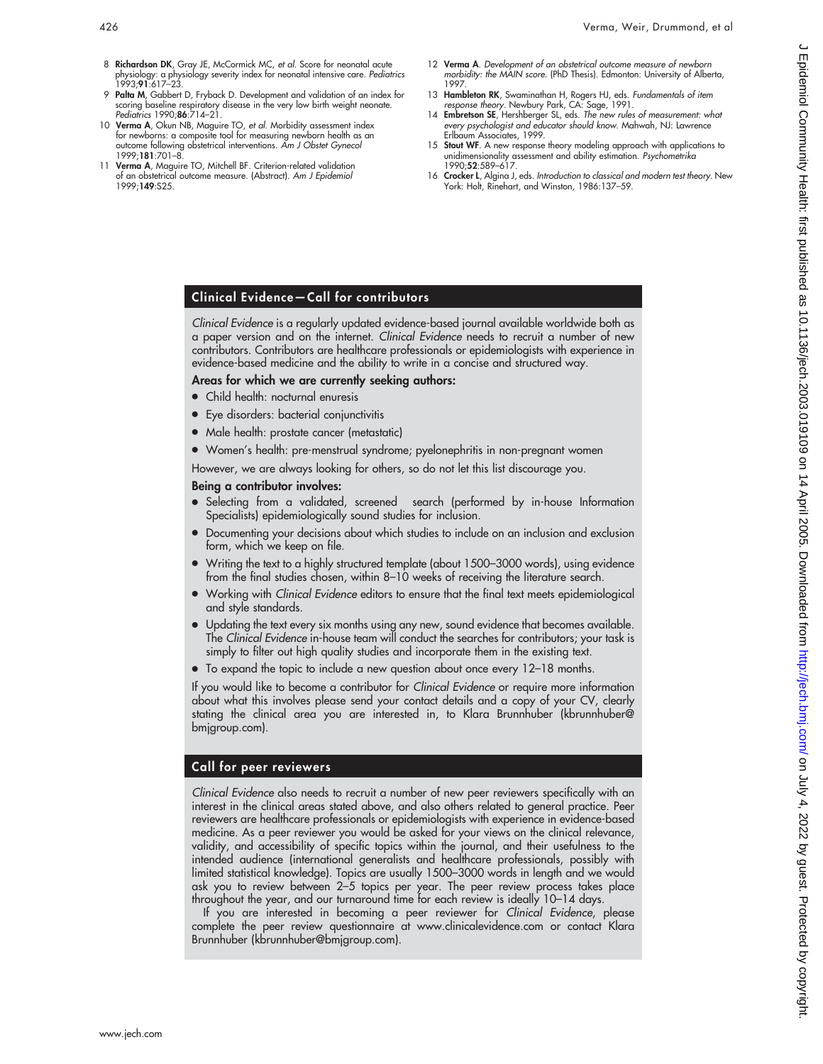8 **Richardson DK**, Gray JE, McCormick MC, *et al*. Score for neonatal acute physiology: a physiology severity index for neonatal intensive care. *Pediatrics* 1993;**91**:617–23.

9 **Palta M**, Gabbert D, Fryback D. Development and validation of an index for scoring baseline respiratory disease in the very low birth weight neonate. *Pediatrics* 1990;**86**:714–21.

10 **Verma A**, Okun NB, Maguire TO, *et al*. Morbidity assessment index for newborns: a composite tool for measuring newborn health as an outcome following obstetrical interventions. *Am J Obstet Gynecol* 1999;**181**:701–8.

11 **Verma A**, Maguire TO, Mitchell BF. Criterion-related validation of an obstetrical outcome measure. (Abstract). *Am J Epidemiol* 1999;**149**:S25.

12 **Verma A**. *Development of an obstetrical outcome measure of newborn morbidity: the MAIN score*. (PhD Thesis). Edmonton: University of Alberta, 1997.

13 **Hambleton RK**, Swaminathan H, Rogers HJ, eds. *Fundamentals of item response theory*. Newbury Park, CA: Sage, 1991.

14 **Embretson SE**, Hershberger SL, eds. *The new rules of measurement: what every psychologist and educator should know*. Mahwah, NJ: Lawrence Erlbaum Associates, 1999.

15 **Stout WF**. A new response theory modeling approach with applications to unidimensionality assessment and ability estimation. *Psychometrika* 1990;**52**:589–617.

16 **Crocker L**, Algina J, eds. *Introduction to classical and modern test theory*. New York: Holt, Rinehart, and Winston, 1986:137–59.

## Clinical Evidence—Call for contributors

*Clinical Evidence* is a regularly updated evidence-based journal available worldwide both as a paper version and on the internet. *Clinical Evidence* needs to recruit a number of new contributors. Contributors are healthcare professionals or epidemiologists with experience in evidence-based medicine and the ability to write in a concise and structured way.

**Areas for which we are currently seeking authors:**

- Child health: nocturnal enuresis
- Eye disorders: bacterial conjunctivitis
- Male health: prostate cancer (metastatic)
- Women's health: pre-menstrual syndrome; pyelonephritis in non-pregnant women

However, we are always looking for others, so do not let this list discourage you.

**Being a contributor involves:**

- Selecting from a validated, screened search (performed by in-house Information Specialists) epidemiologically sound studies for inclusion.
- Documenting your decisions about which studies to include on an inclusion and exclusion form, which we keep on file.
- Writing the text to a highly structured template (about 1500–3000 words), using evidence from the final studies chosen, within 8–10 weeks of receiving the literature search.
- Working with *Clinical Evidence* editors to ensure that the final text meets epidemiological and style standards.
- Updating the text every six months using any new, sound evidence that becomes available. The *Clinical Evidence* in-house team will conduct the searches for contributors; your task is simply to filter out high quality studies and incorporate them in the existing text.
- To expand the topic to include a new question about once every 12–18 months.

If you would like to become a contributor for *Clinical Evidence* or require more information about what this involves please send your contact details and a copy of your CV, clearly stating the clinical area you are interested in, to Klara Brunnhuber (kbrunnhuber@bmjgroup.com).

## Call for peer reviewers

*Clinical Evidence* also needs to recruit a number of new peer reviewers specifically with an interest in the clinical areas stated above, and also others related to general practice. Peer reviewers are healthcare professionals or epidemiologists with experience in evidence-based medicine. As a peer reviewer you would be asked for your views on the clinical relevance, validity, and accessibility of specific topics within the journal, and their usefulness to the intended audience (international generalists and healthcare professionals, possibly with limited statistical knowledge). Topics are usually 1500–3000 words in length and we would ask you to review between 2–5 topics per year. The peer review process takes place throughout the year, and our turnaround time for each review is ideally 10–14 days.

If you are interested in becoming a peer reviewer for *Clinical Evidence*, please complete the peer review questionnaire at www.clinicalevidence.com or contact Klara Brunnhuber (kbrunnhuber@bmjgroup.com).